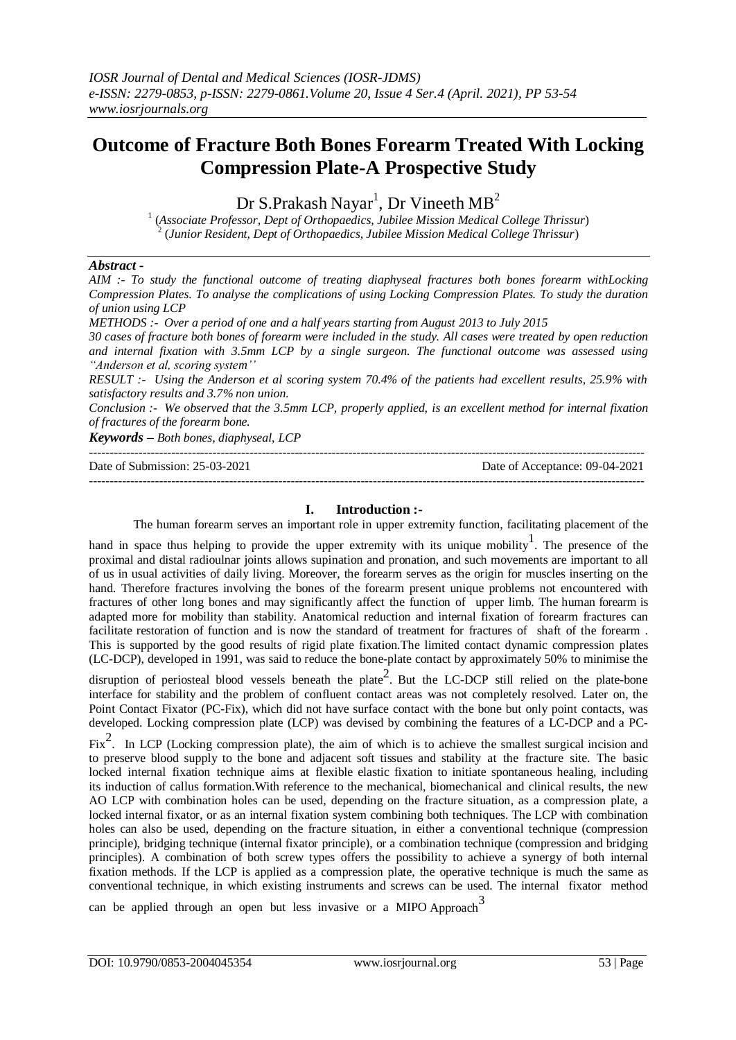# Outcome of Fracture Both Bones Forearm Treated With Locking Compression Plate-A Prospective Study

Dr S.Prakash Nayar[1], Dr Vineeth MB[2]

[1] (*Associate Professor, Dept of Orthopaedics, Jubilee Mission Medical College Thrissur*)
[2] (*Junior Resident, Dept of Orthopaedics, Jubilee Mission Medical College Thrissur*)

***Abstract -***

*AIM :- To study the functional outcome of treating diaphyseal fractures both bones forearm withLocking Compression Plates. To analyse the complications of using Locking Compression Plates. To study the duration of union using LCP*

*METHODS :- Over a period of one and a half years starting from August 2013 to July 2015*

*30 cases of fracture both bones of forearm were included in the study. All cases were treated by open reduction and internal fixation with 3.5mm LCP by a single surgeon. The functional outcome was assessed using "Anderson et al, scoring system''*

*RESULT :- Using the Anderson et al scoring system 70.4% of the patients had excellent results, 25.9% with satisfactory results and 3.7% non union.*

*Conclusion :- We observed that the 3.5mm LCP, properly applied, is an excellent method for internal fixation of fractures of the forearm bone.*

***Keywords** – Both bones, diaphyseal, LCP*

---

Date of Submission: 25-03-2021 Date of Acceptance: 09-04-2021

---

## I. Introduction :-

The human forearm serves an important role in upper extremity function, facilitating placement of the hand in space thus helping to provide the upper extremity with its unique mobility[1]. The presence of the proximal and distal radioulnar joints allows supination and pronation, and such movements are important to all of us in usual activities of daily living. Moreover, the forearm serves as the origin for muscles inserting on the hand. Therefore fractures involving the bones of the forearm present unique problems not encountered with fractures of other long bones and may significantly affect the function of upper limb. The human forearm is adapted more for mobility than stability. Anatomical reduction and internal fixation of forearm fractures can facilitate restoration of function and is now the standard of treatment for fractures of shaft of the forearm . This is supported by the good results of rigid plate fixation.The limited contact dynamic compression plates (LC-DCP), developed in 1991, was said to reduce the bone-plate contact by approximately 50% to minimise the disruption of periosteal blood vessels beneath the plate[2]. But the LC-DCP still relied on the plate-bone interface for stability and the problem of confluent contact areas was not completely resolved. Later on, the Point Contact Fixator (PC-Fix), which did not have surface contact with the bone but only point contacts, was developed. Locking compression plate (LCP) was devised by combining the features of a LC-DCP and a PC-Fix[2]. In LCP (Locking compression plate), the aim of which is to achieve the smallest surgical incision and to preserve blood supply to the bone and adjacent soft tissues and stability at the fracture site. The basic locked internal fixation technique aims at flexible elastic fixation to initiate spontaneous healing, including its induction of callus formation.With reference to the mechanical, biomechanical and clinical results, the new AO LCP with combination holes can be used, depending on the fracture situation, as a compression plate, a locked internal fixator, or as an internal fixation system combining both techniques. The LCP with combination holes can also be used, depending on the fracture situation, in either a conventional technique (compression principle), bridging technique (internal fixator principle), or a combination technique (compression and bridging principles). A combination of both screw types offers the possibility to achieve a synergy of both internal fixation methods. If the LCP is applied as a compression plate, the operative technique is much the same as conventional technique, in which existing instruments and screws can be used. The internal fixator method can be applied through an open but less invasive or a MIPO Approach[3]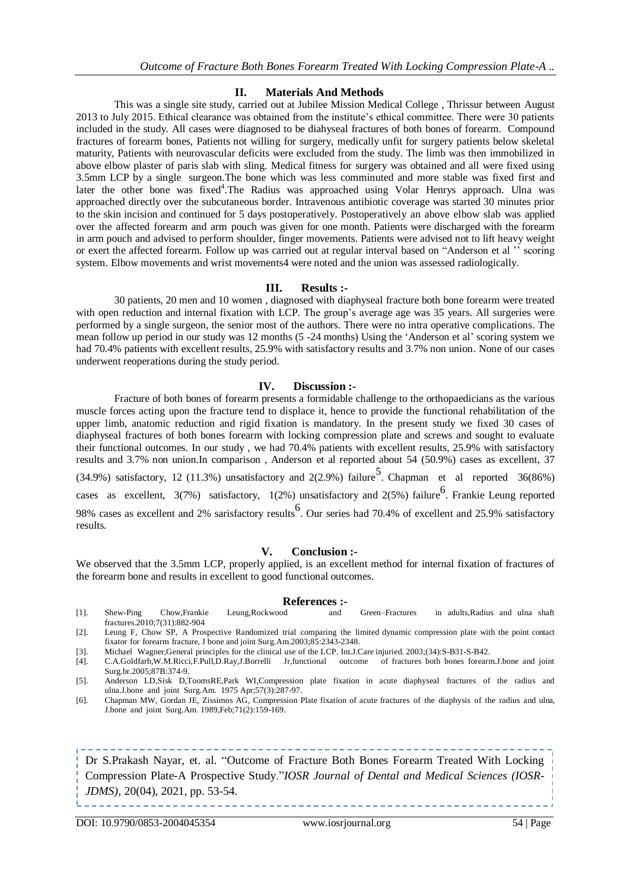## II. Materials And Methods

This was a single site study, carried out at Jubilee Mission Medical College , Thrissur between August 2013 to July 2015. Ethical clearance was obtained from the institute's ethical committee. There were 30 patients included in the study. All cases were diagnosed to be diahyseal fractures of both bones of forearm. Compound fractures of forearm bones, Patients not willing for surgery, medically unfit for surgery patients below skeletal maturity, Patients with neurovascular deficits were excluded from the study. The limb was then immobilized in above elbow plaster of paris slab with sling. Medical fitness for surgery was obtained and all were fixed using 3.5mm LCP by a single surgeon.The bone which was less comminuted and more stable was fixed first and later the other bone was fixed[4].The Radius was approached using Volar Henrys approach. Ulna was approached directly over the subcutaneous border. Intravenous antibiotic coverage was started 30 minutes prior to the skin incision and continued for 5 days postoperatively. Postoperatively an above elbow slab was applied over the affected forearm and arm pouch was given for one month. Patients were discharged with the forearm in arm pouch and advised to perform shoulder, finger movements. Patients were advised not to lift heavy weight or exert the affected forearm. Follow up was carried out at regular interval based on "Anderson et al '' scoring system. Elbow movements and wrist movements4 were noted and the union was assessed radiologically.

## III. Results :-

30 patients, 20 men and 10 women , diagnosed with diaphyseal fracture both bone forearm were treated with open reduction and internal fixation with LCP. The group's average age was 35 years. All surgeries were performed by a single surgeon, the senior most of the authors. There were no intra operative complications. The mean follow up period in our study was 12 months (5 -24 months) Using the 'Anderson et al' scoring system we had 70.4% patients with excellent results, 25.9% with satisfactory results and 3.7% non union. None of our cases underwent reoperations during the study period.

## IV. Discussion :-

Fracture of both bones of forearm presents a formidable challenge to the orthopaedicians as the various muscle forces acting upon the fracture tend to displace it, hence to provide the functional rehabilitation of the upper limb, anatomic reduction and rigid fixation is mandatory. In the present study we fixed 30 cases of diaphyseal fractures of both bones forearm with locking compression plate and screws and sought to evaluate their functional outcomes. In our study , we had 70.4% patients with excellent results, 25.9% with satisfactory results and 3.7% non union.In comparison , Anderson et al reported about 54 (50.9%) cases as excellent, 37 (34.9%) satisfactory, 12 (11.3%) unsatisfactory and 2(2.9%) failure[5]. Chapman et al reported 36(86%) cases as excellent, 3(7%) satisfactory, 1(2%) unsatisfactory and 2(5%) failure[6]. Frankie Leung reported 98% cases as excellent and 2% sarisfactory results[6]. Our series had 70.4% of excellent and 25.9% satisfactory results.

## V. Conclusion :-

We observed that the 3.5mm LCP, properly applied, is an excellent method for internal fixation of fractures of the forearm bone and results in excellent to good functional outcomes.

## References :-

[1]. Shew-Ping Chow,Frankie Leung,Rockwood and Green–Fractures in adults,Radius and ulna shaft fractures.2010;7(31):882-904

[2]. Leung F, Chow SP, A Prospective Randomized trial comparing the limited dynamic compression plate with the point contact fixator for forearm fracture, J bone and joint Surg.Am.2003;85:2343-2348.

[3]. Michael Wagner,General principles for the clinical use of the LCP. Int.J.Care injuried. 2003;(34):S-B31-S-B42.

[4]. C.A.Goldfarb,W.M.Ricci,F.Pull,D.Ray,J.Borrelli Jr,functional outcome of fractures both bones forearm.J.bone and joint Surg.br.2005;87B:374-9.

[5]. Anderson LD,Sisk D,ToomsRE,Park WI,Compression plate fixation in acute diaphyseal fractures of the radius and ulna.J.bone and joint Surg.Am. 1975 Apr;57(3):287-97.

[6]. Chapman MW, Gordan JE, Zissimos AG, Compression Plate fixation of acute fractures of the diaphysis of the radius and ulna, J.bone and joint Surg.Am. 1989,Feb;71(2):159-169.

Dr S.Prakash Nayar, et. al. "Outcome of Fracture Both Bones Forearm Treated With Locking Compression Plate-A Prospective Study."*IOSR Journal of Dental and Medical Sciences (IOSR-JDMS),* 20(04), 2021, pp. 53-54.